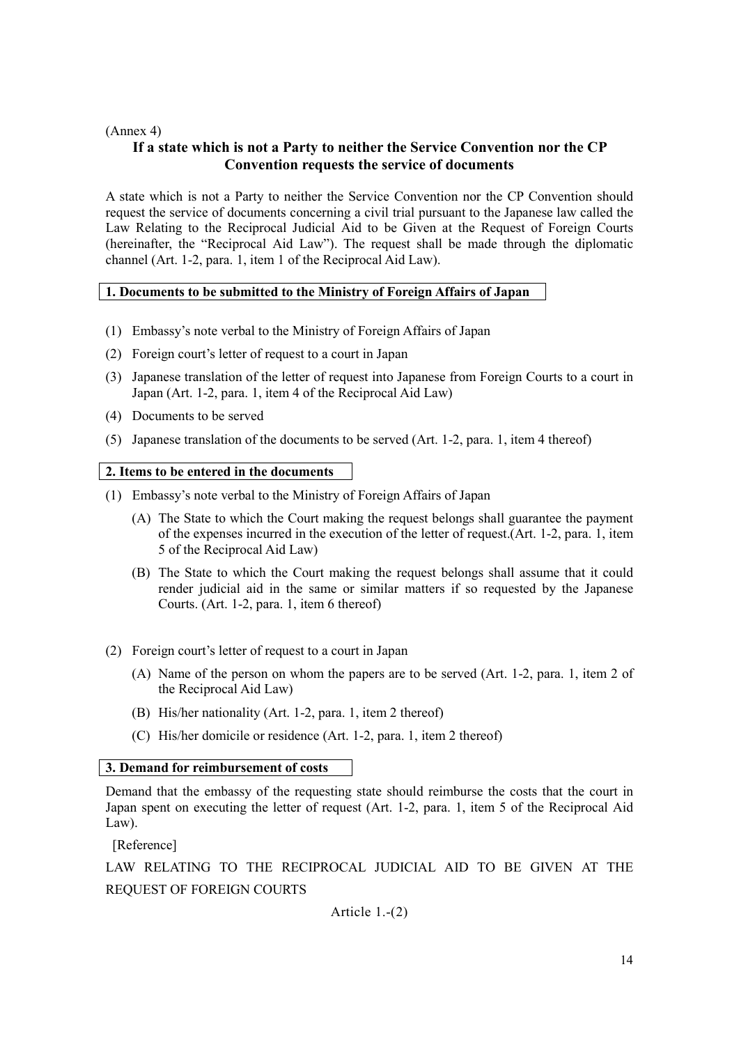(Annex 4)

## If a state which is not a Party to neither the Service Convention nor the CP Convention requests the service of documents

A state which is not a Party to neither the Service Convention nor the CP Convention should request the service of documents concerning a civil trial pursuant to the Japanese law called the Law Relating to the Reciprocal Judicial Aid to be Given at the Request of Foreign Courts (hereinafter, the "Reciprocal Aid Law"). The request shall be made through the diplomatic channel (Art. 1-2, para. 1, item 1 of the Reciprocal Aid Law).

### 1. Documents to be submitted to the Ministry of Foreign Affairs of Japan

(1) Embassy's note verbal to the Ministry of Foreign Affairs of Japan

(2) Foreign court's letter of request to a court in Japan

(3) Japanese translation of the letter of request into Japanese from Foreign Courts to a court in Japan (Art. 1-2, para. 1, item 4 of the Reciprocal Aid Law)

(4) Documents to be served

(5) Japanese translation of the documents to be served (Art. 1-2, para. 1, item 4 thereof)

### 2. Items to be entered in the documents

(1) Embassy's note verbal to the Ministry of Foreign Affairs of Japan

- (A) The State to which the Court making the request belongs shall guarantee the payment of the expenses incurred in the execution of the letter of request.(Art. 1-2, para. 1, item 5 of the Reciprocal Aid Law)
- (B) The State to which the Court making the request belongs shall assume that it could render judicial aid in the same or similar matters if so requested by the Japanese Courts. (Art. 1-2, para. 1, item 6 thereof)

(2) Foreign court's letter of request to a court in Japan

- (A) Name of the person on whom the papers are to be served (Art. 1-2, para. 1, item 2 of the Reciprocal Aid Law)
- (B) His/her nationality (Art. 1-2, para. 1, item 2 thereof)
- (C) His/her domicile or residence (Art. 1-2, para. 1, item 2 thereof)

### 3. Demand for reimbursement of costs

Demand that the embassy of the requesting state should reimburse the costs that the court in Japan spent on executing the letter of request (Art. 1-2, para. 1, item 5 of the Reciprocal Aid Law).

[Reference]

LAW RELATING TO THE RECIPROCAL JUDICIAL AID TO BE GIVEN AT THE REQUEST OF FOREIGN COURTS

Article 1.-(2)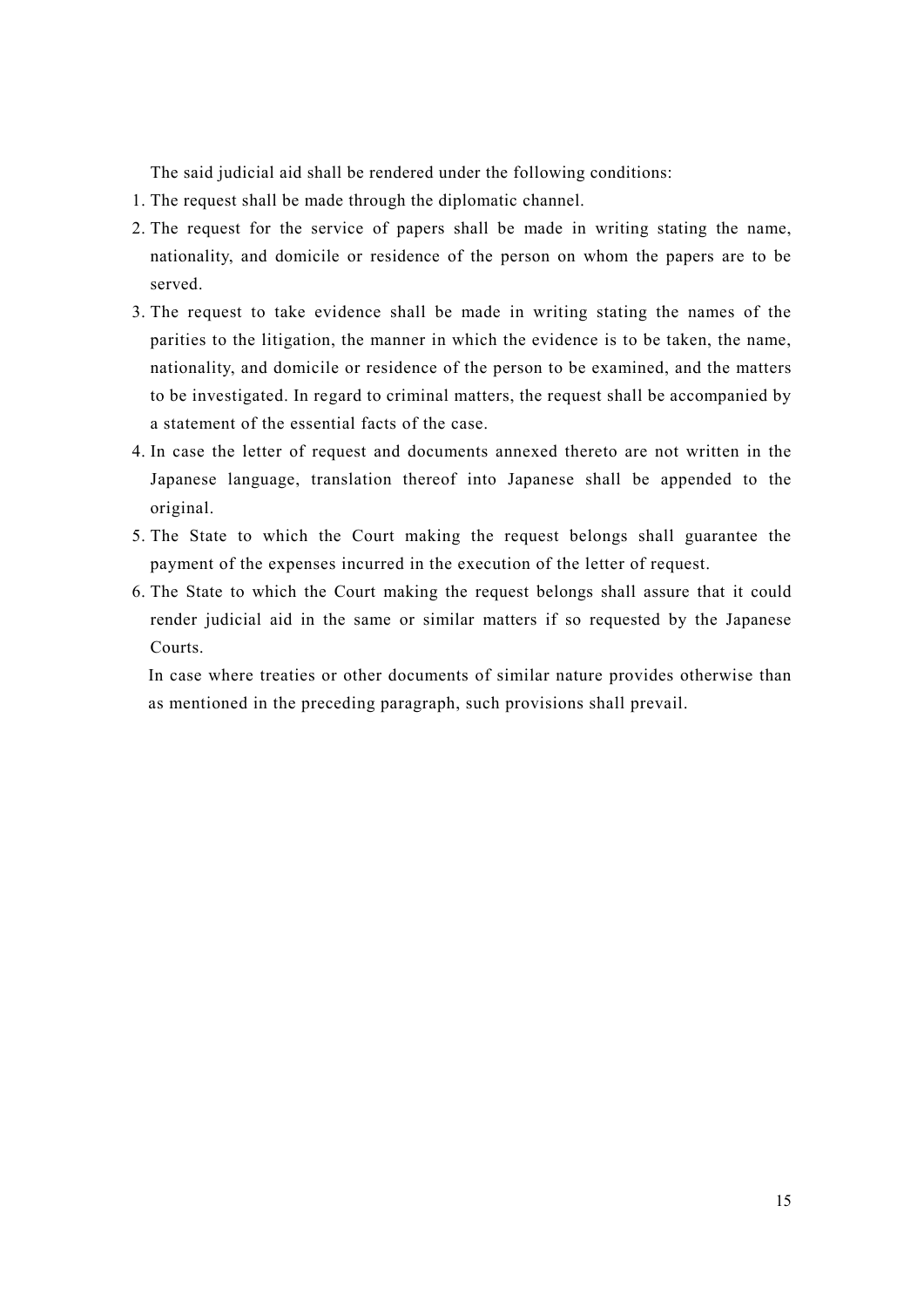The said judicial aid shall be rendered under the following conditions:

1. The request shall be made through the diplomatic channel.
2. The request for the service of papers shall be made in writing stating the name, nationality, and domicile or residence of the person on whom the papers are to be served.
3. The request to take evidence shall be made in writing stating the names of the parities to the litigation, the manner in which the evidence is to be taken, the name, nationality, and domicile or residence of the person to be examined, and the matters to be investigated. In regard to criminal matters, the request shall be accompanied by a statement of the essential facts of the case.
4. In case the letter of request and documents annexed thereto are not written in the Japanese language, translation thereof into Japanese shall be appended to the original.
5. The State to which the Court making the request belongs shall guarantee the payment of the expenses incurred in the execution of the letter of request.
6. The State to which the Court making the request belongs shall assure that it could render judicial aid in the same or similar matters if so requested by the Japanese Courts.

In case where treaties or other documents of similar nature provides otherwise than as mentioned in the preceding paragraph, such provisions shall prevail.